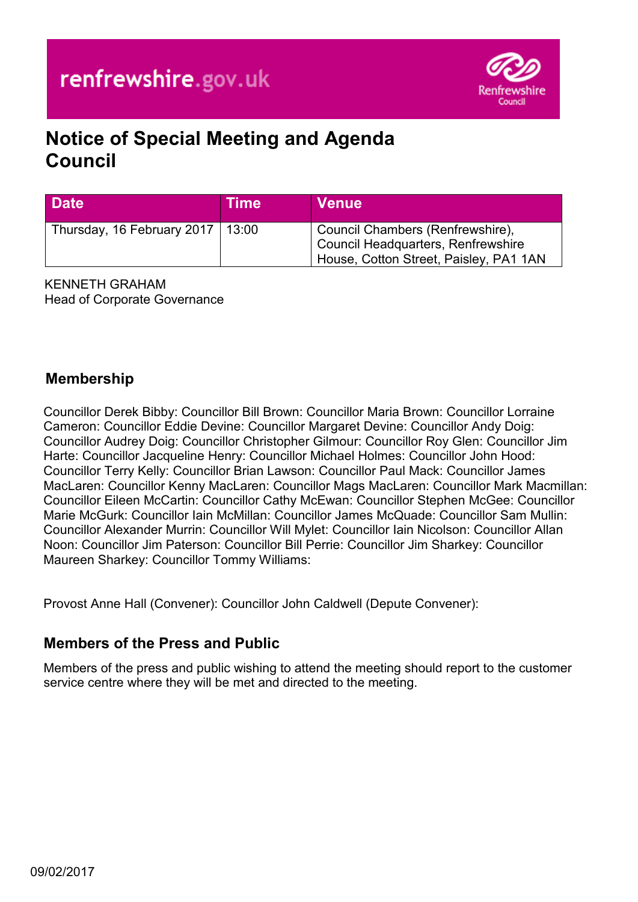renfrewshire.gov.uk

Renfrewshire Council

# Notice of Special Meeting and Agenda
# Council

| Date | Time | Venue |
| --- | --- | --- |
| Thursday, 16 February 2017 | 13:00 | Council Chambers (Renfrewshire), Council Headquarters, Renfrewshire House, Cotton Street, Paisley, PA1 1AN |

KENNETH GRAHAM
Head of Corporate Governance

## Membership

Councillor Derek Bibby: Councillor Bill Brown: Councillor Maria Brown: Councillor Lorraine Cameron: Councillor Eddie Devine: Councillor Margaret Devine: Councillor Andy Doig: Councillor Audrey Doig: Councillor Christopher Gilmour: Councillor Roy Glen: Councillor Jim Harte: Councillor Jacqueline Henry: Councillor Michael Holmes: Councillor John Hood: Councillor Terry Kelly: Councillor Brian Lawson: Councillor Paul Mack: Councillor James MacLaren: Councillor Kenny MacLaren: Councillor Mags MacLaren: Councillor Mark Macmillan: Councillor Eileen McCartin: Councillor Cathy McEwan: Councillor Stephen McGee: Councillor Marie McGurk: Councillor Iain McMillan: Councillor James McQuade: Councillor Sam Mullin: Councillor Alexander Murrin: Councillor Will Mylet: Councillor Iain Nicolson: Councillor Allan Noon: Councillor Jim Paterson: Councillor Bill Perrie: Councillor Jim Sharkey: Councillor Maureen Sharkey: Councillor Tommy Williams:

Provost Anne Hall (Convener): Councillor John Caldwell (Depute Convener):

## Members of the Press and Public

Members of the press and public wishing to attend the meeting should report to the customer service centre where they will be met and directed to the meeting.

09/02/2017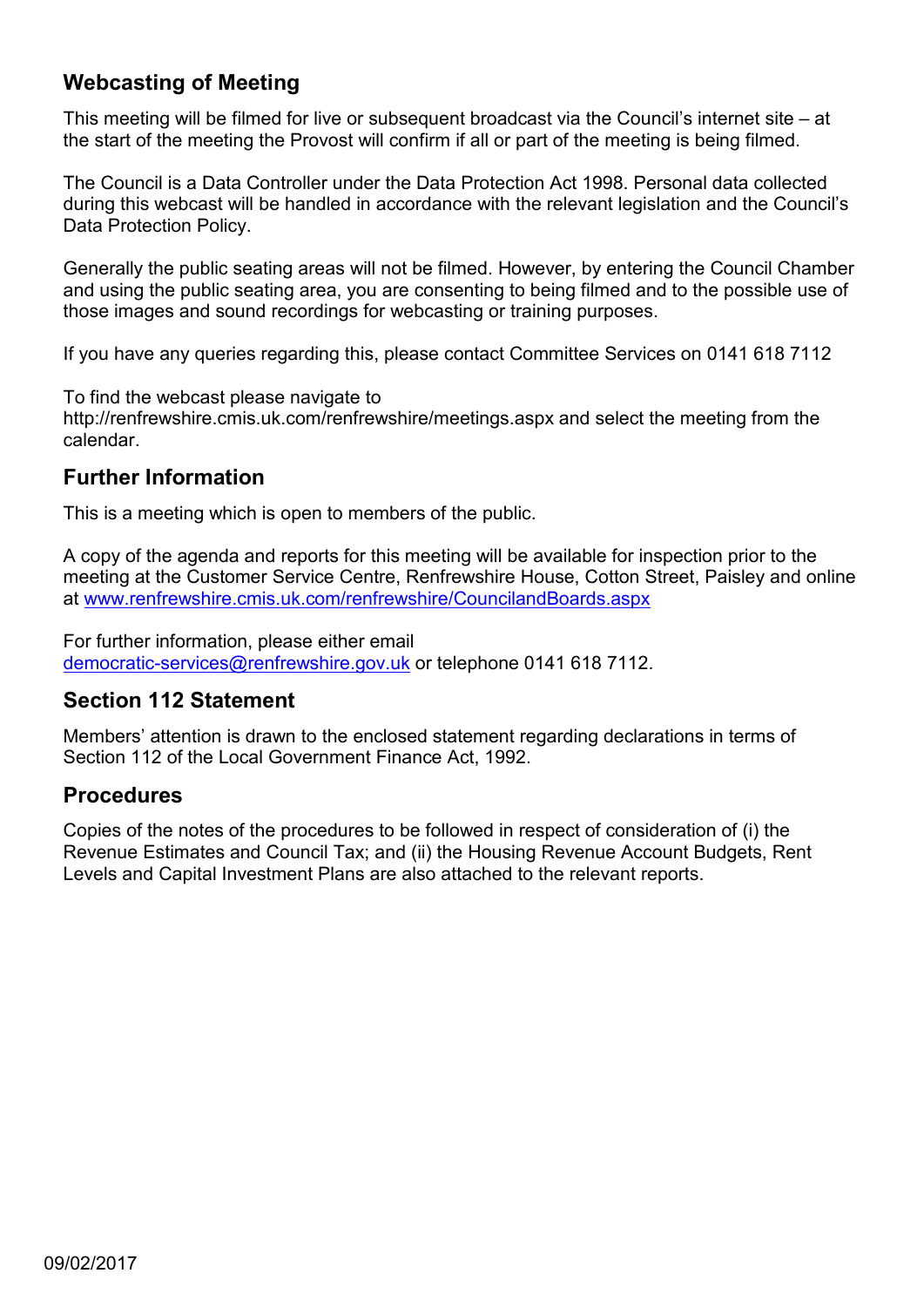## Webcasting of Meeting

This meeting will be filmed for live or subsequent broadcast via the Council's internet site – at the start of the meeting the Provost will confirm if all or part of the meeting is being filmed.

The Council is a Data Controller under the Data Protection Act 1998. Personal data collected during this webcast will be handled in accordance with the relevant legislation and the Council's Data Protection Policy.

Generally the public seating areas will not be filmed. However, by entering the Council Chamber and using the public seating area, you are consenting to being filmed and to the possible use of those images and sound recordings for webcasting or training purposes.

If you have any queries regarding this, please contact Committee Services on 0141 618 7112

To find the webcast please navigate to http://renfrewshire.cmis.uk.com/renfrewshire/meetings.aspx and select the meeting from the calendar.

## Further Information

This is a meeting which is open to members of the public.

A copy of the agenda and reports for this meeting will be available for inspection prior to the meeting at the Customer Service Centre, Renfrewshire House, Cotton Street, Paisley and online at [www.renfrewshire.cmis.uk.com/renfrewshire/CouncilandBoards.aspx](www.renfrewshire.cmis.uk.com/renfrewshire/CouncilandBoards.aspx)

For further information, please either email [democratic-services@renfrewshire.gov.uk](mailto:democratic-services@renfrewshire.gov.uk) or telephone 0141 618 7112.

## Section 112 Statement

Members' attention is drawn to the enclosed statement regarding declarations in terms of Section 112 of the Local Government Finance Act, 1992.

## Procedures

Copies of the notes of the procedures to be followed in respect of consideration of (i) the Revenue Estimates and Council Tax; and (ii) the Housing Revenue Account Budgets, Rent Levels and Capital Investment Plans are also attached to the relevant reports.

09/02/2017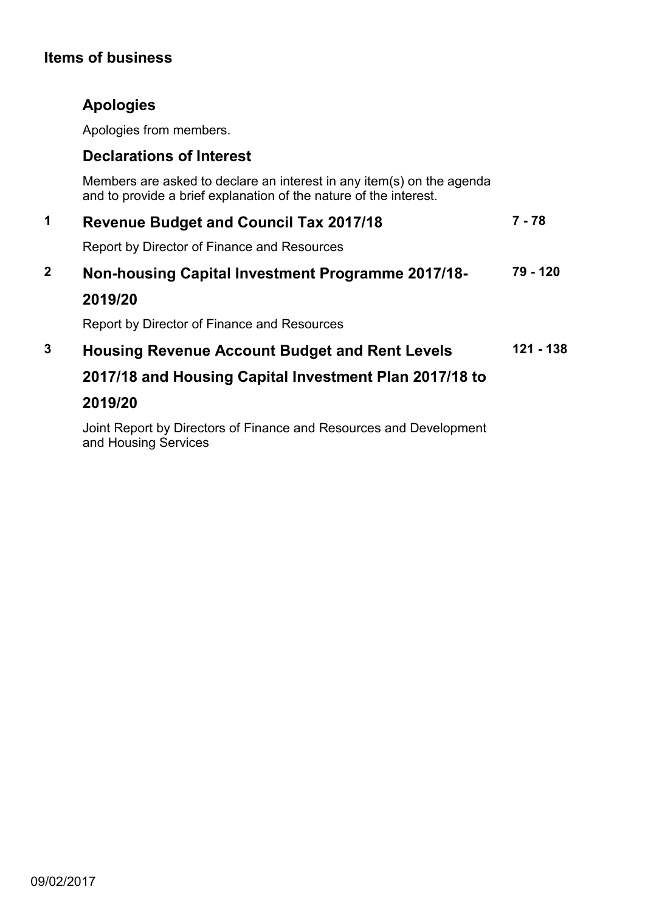## Items of business

### Apologies

Apologies from members.

### Declarations of Interest

Members are asked to declare an interest in any item(s) on the agenda and to provide a brief explanation of the nature of the interest.

| | | |
|---|---|---|
| **1** | **Revenue Budget and Council Tax 2017/18**<br>Report by Director of Finance and Resources | **7 - 78** |
| **2** | **Non-housing Capital Investment Programme 2017/18-2019/20**<br>Report by Director of Finance and Resources | **79 - 120** |
| **3** | **Housing Revenue Account Budget and Rent Levels 2017/18 and Housing Capital Investment Plan 2017/18 to 2019/20**<br>Joint Report by Directors of Finance and Resources and Development and Housing Services | **121 - 138** |

09/02/2017